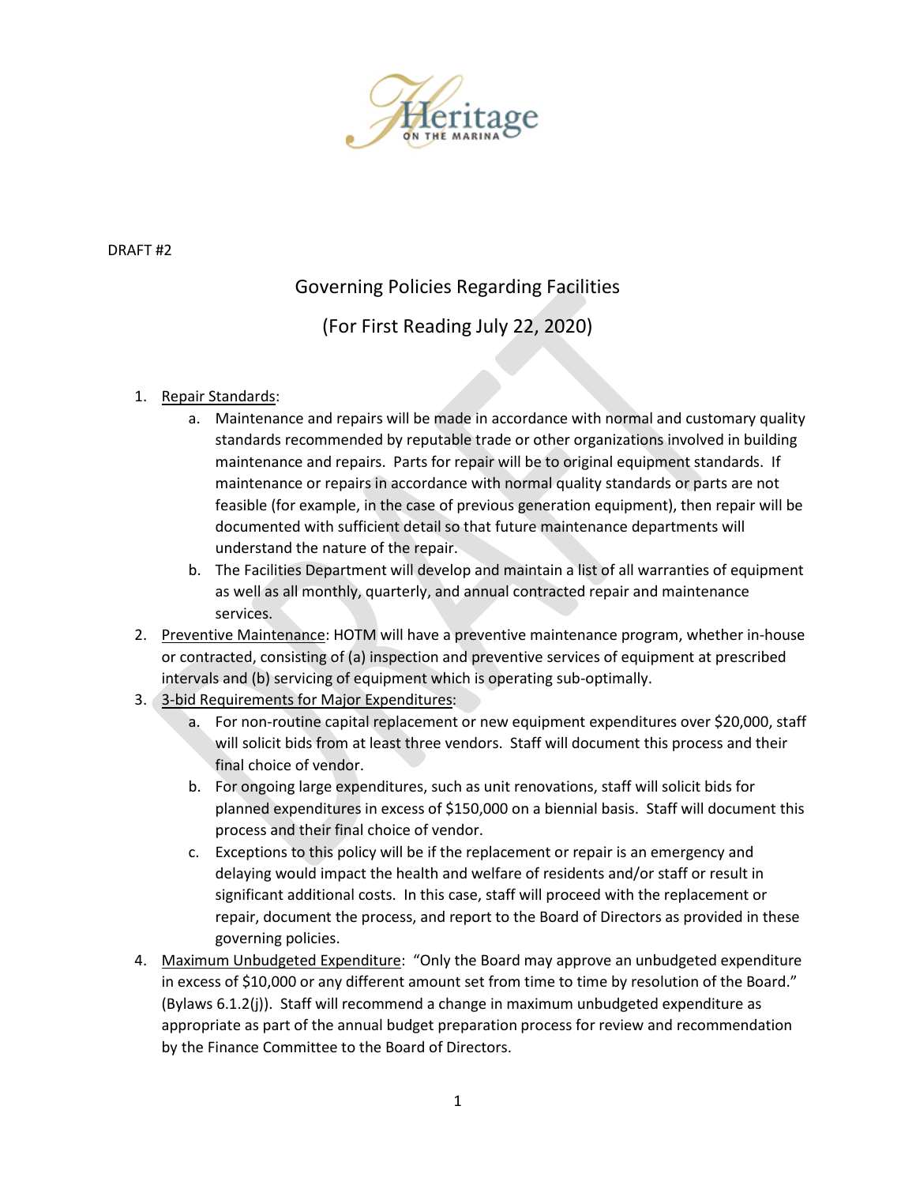DRAFT #2

# Governing Policies Regarding Facilities

## (For First Reading July 22, 2020)

1. Repair Standards:
   a. Maintenance and repairs will be made in accordance with normal and customary quality standards recommended by reputable trade or other organizations involved in building maintenance and repairs. Parts for repair will be to original equipment standards. If maintenance or repairs in accordance with normal quality standards or parts are not feasible (for example, in the case of previous generation equipment), then repair will be documented with sufficient detail so that future maintenance departments will understand the nature of the repair.
   b. The Facilities Department will develop and maintain a list of all warranties of equipment as well as all monthly, quarterly, and annual contracted repair and maintenance services.
2. Preventive Maintenance: HOTM will have a preventive maintenance program, whether in-house or contracted, consisting of (a) inspection and preventive services of equipment at prescribed intervals and (b) servicing of equipment which is operating sub-optimally.
3. 3-bid Requirements for Major Expenditures:
   a. For non-routine capital replacement or new equipment expenditures over $20,000, staff will solicit bids from at least three vendors. Staff will document this process and their final choice of vendor.
   b. For ongoing large expenditures, such as unit renovations, staff will solicit bids for planned expenditures in excess of $150,000 on a biennial basis. Staff will document this process and their final choice of vendor.
   c. Exceptions to this policy will be if the replacement or repair is an emergency and delaying would impact the health and welfare of residents and/or staff or result in significant additional costs. In this case, staff will proceed with the replacement or repair, document the process, and report to the Board of Directors as provided in these governing policies.
4. Maximum Unbudgeted Expenditure: "Only the Board may approve an unbudgeted expenditure in excess of $10,000 or any different amount set from time to time by resolution of the Board." (Bylaws 6.1.2(j)). Staff will recommend a change in maximum unbudgeted expenditure as appropriate as part of the annual budget preparation process for review and recommendation by the Finance Committee to the Board of Directors.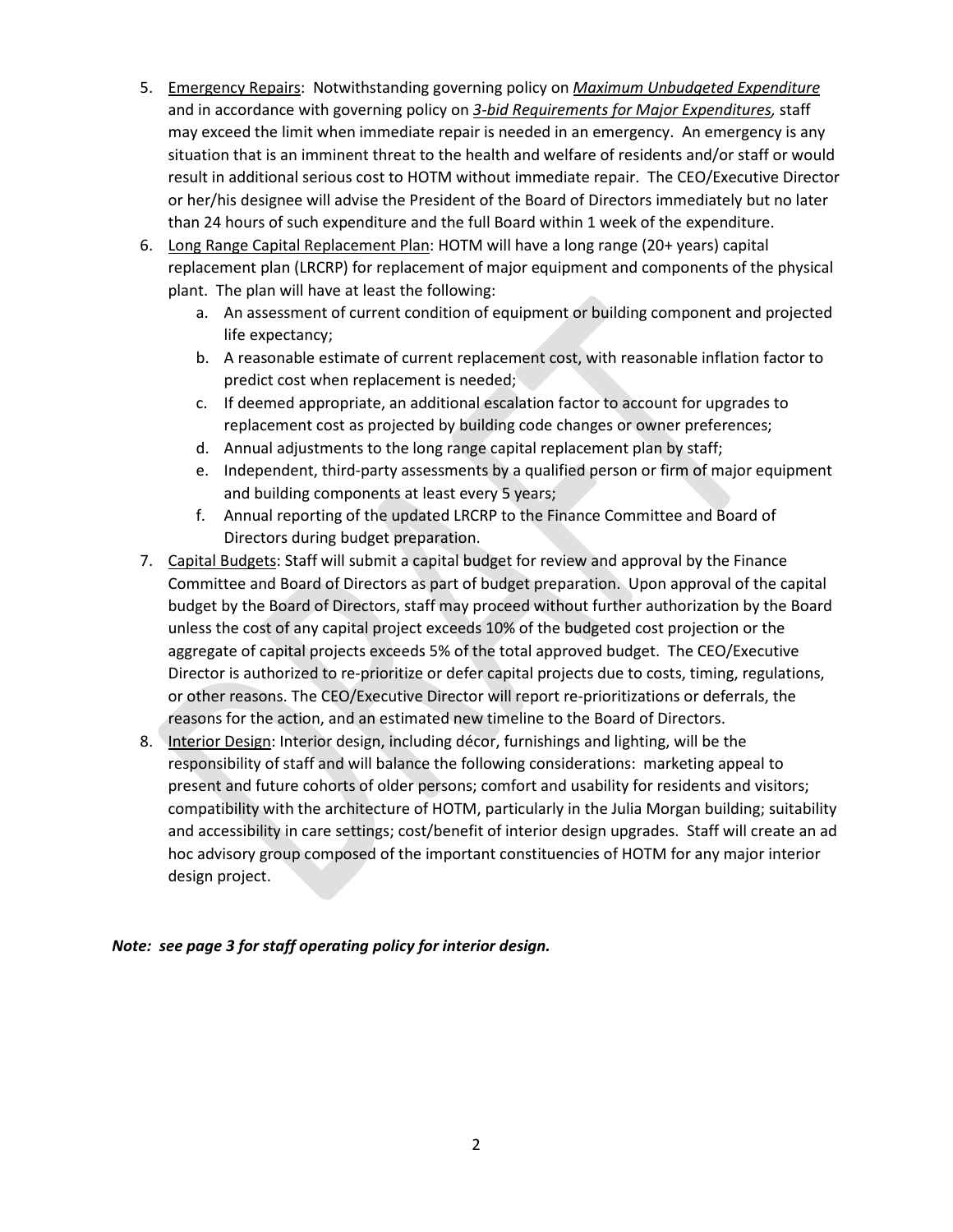5. Underline: Emergency Repairs: Notwithstanding governing policy on ***Maximum Unbudgeted Expenditure*** and in accordance with governing policy on ***3-bid Requirements for Major Expenditures***, staff may exceed the limit when immediate repair is needed in an emergency. An emergency is any situation that is an imminent threat to the health and welfare of residents and/or staff or would result in additional serious cost to HOTM without immediate repair. The CEO/Executive Director or her/his designee will advise the President of the Board of Directors immediately but no later than 24 hours of such expenditure and the full Board within 1 week of the expenditure.
6. Long Range Capital Replacement Plan: HOTM will have a long range (20+ years) capital replacement plan (LRCRP) for replacement of major equipment and components of the physical plant. The plan will have at least the following:
   a. An assessment of current condition of equipment or building component and projected life expectancy;
   b. A reasonable estimate of current replacement cost, with reasonable inflation factor to predict cost when replacement is needed;
   c. If deemed appropriate, an additional escalation factor to account for upgrades to replacement cost as projected by building code changes or owner preferences;
   d. Annual adjustments to the long range capital replacement plan by staff;
   e. Independent, third-party assessments by a qualified person or firm of major equipment and building components at least every 5 years;
   f. Annual reporting of the updated LRCRP to the Finance Committee and Board of Directors during budget preparation.
7. Capital Budgets: Staff will submit a capital budget for review and approval by the Finance Committee and Board of Directors as part of budget preparation. Upon approval of the capital budget by the Board of Directors, staff may proceed without further authorization by the Board unless the cost of any capital project exceeds 10% of the budgeted cost projection or the aggregate of capital projects exceeds 5% of the total approved budget. The CEO/Executive Director is authorized to re-prioritize or defer capital projects due to costs, timing, regulations, or other reasons. The CEO/Executive Director will report re-prioritizations or deferrals, the reasons for the action, and an estimated new timeline to the Board of Directors.
8. Interior Design: Interior design, including décor, furnishings and lighting, will be the responsibility of staff and will balance the following considerations: marketing appeal to present and future cohorts of older persons; comfort and usability for residents and visitors; compatibility with the architecture of HOTM, particularly in the Julia Morgan building; suitability and accessibility in care settings; cost/benefit of interior design upgrades. Staff will create an ad hoc advisory group composed of the important constituencies of HOTM for any major interior design project.

***Note: see page 3 for staff operating policy for interior design.***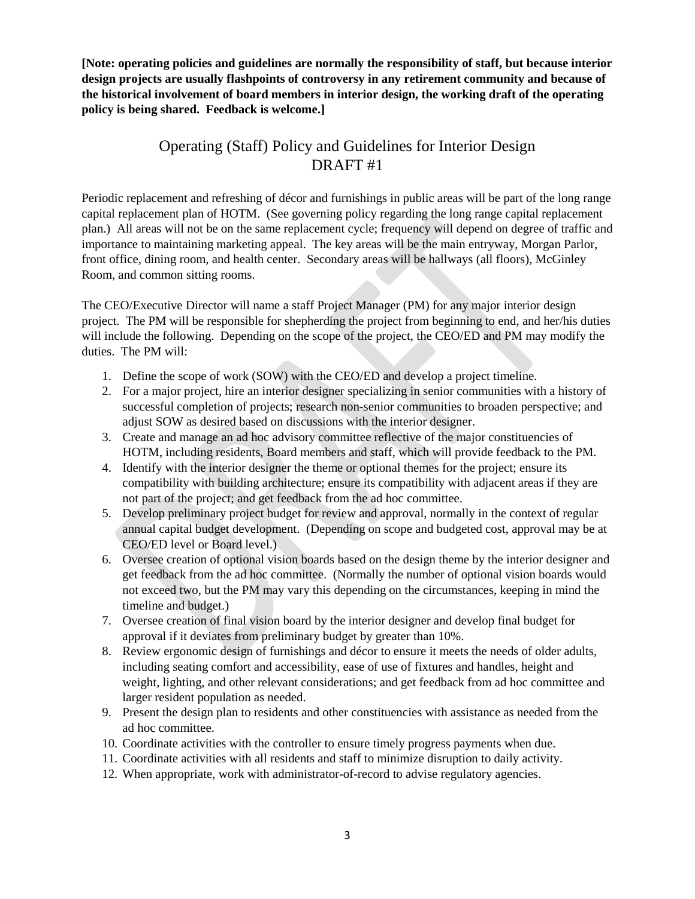**[Note: operating policies and guidelines are normally the responsibility of staff, but because interior design projects are usually flashpoints of controversy in any retirement community and because of the historical involvement of board members in interior design, the working draft of the operating policy is being shared. Feedback is welcome.]**

# Operating (Staff) Policy and Guidelines for Interior Design DRAFT #1

Periodic replacement and refreshing of décor and furnishings in public areas will be part of the long range capital replacement plan of HOTM. (See governing policy regarding the long range capital replacement plan.) All areas will not be on the same replacement cycle; frequency will depend on degree of traffic and importance to maintaining marketing appeal. The key areas will be the main entryway, Morgan Parlor, front office, dining room, and health center. Secondary areas will be hallways (all floors), McGinley Room, and common sitting rooms.

The CEO/Executive Director will name a staff Project Manager (PM) for any major interior design project. The PM will be responsible for shepherding the project from beginning to end, and her/his duties will include the following. Depending on the scope of the project, the CEO/ED and PM may modify the duties. The PM will:

1. Define the scope of work (SOW) with the CEO/ED and develop a project timeline.
2. For a major project, hire an interior designer specializing in senior communities with a history of successful completion of projects; research non-senior communities to broaden perspective; and adjust SOW as desired based on discussions with the interior designer.
3. Create and manage an ad hoc advisory committee reflective of the major constituencies of HOTM, including residents, Board members and staff, which will provide feedback to the PM.
4. Identify with the interior designer the theme or optional themes for the project; ensure its compatibility with building architecture; ensure its compatibility with adjacent areas if they are not part of the project; and get feedback from the ad hoc committee.
5. Develop preliminary project budget for review and approval, normally in the context of regular annual capital budget development. (Depending on scope and budgeted cost, approval may be at CEO/ED level or Board level.)
6. Oversee creation of optional vision boards based on the design theme by the interior designer and get feedback from the ad hoc committee. (Normally the number of optional vision boards would not exceed two, but the PM may vary this depending on the circumstances, keeping in mind the timeline and budget.)
7. Oversee creation of final vision board by the interior designer and develop final budget for approval if it deviates from preliminary budget by greater than 10%.
8. Review ergonomic design of furnishings and décor to ensure it meets the needs of older adults, including seating comfort and accessibility, ease of use of fixtures and handles, height and weight, lighting, and other relevant considerations; and get feedback from ad hoc committee and larger resident population as needed.
9. Present the design plan to residents and other constituencies with assistance as needed from the ad hoc committee.
10. Coordinate activities with the controller to ensure timely progress payments when due.
11. Coordinate activities with all residents and staff to minimize disruption to daily activity.
12. When appropriate, work with administrator-of-record to advise regulatory agencies.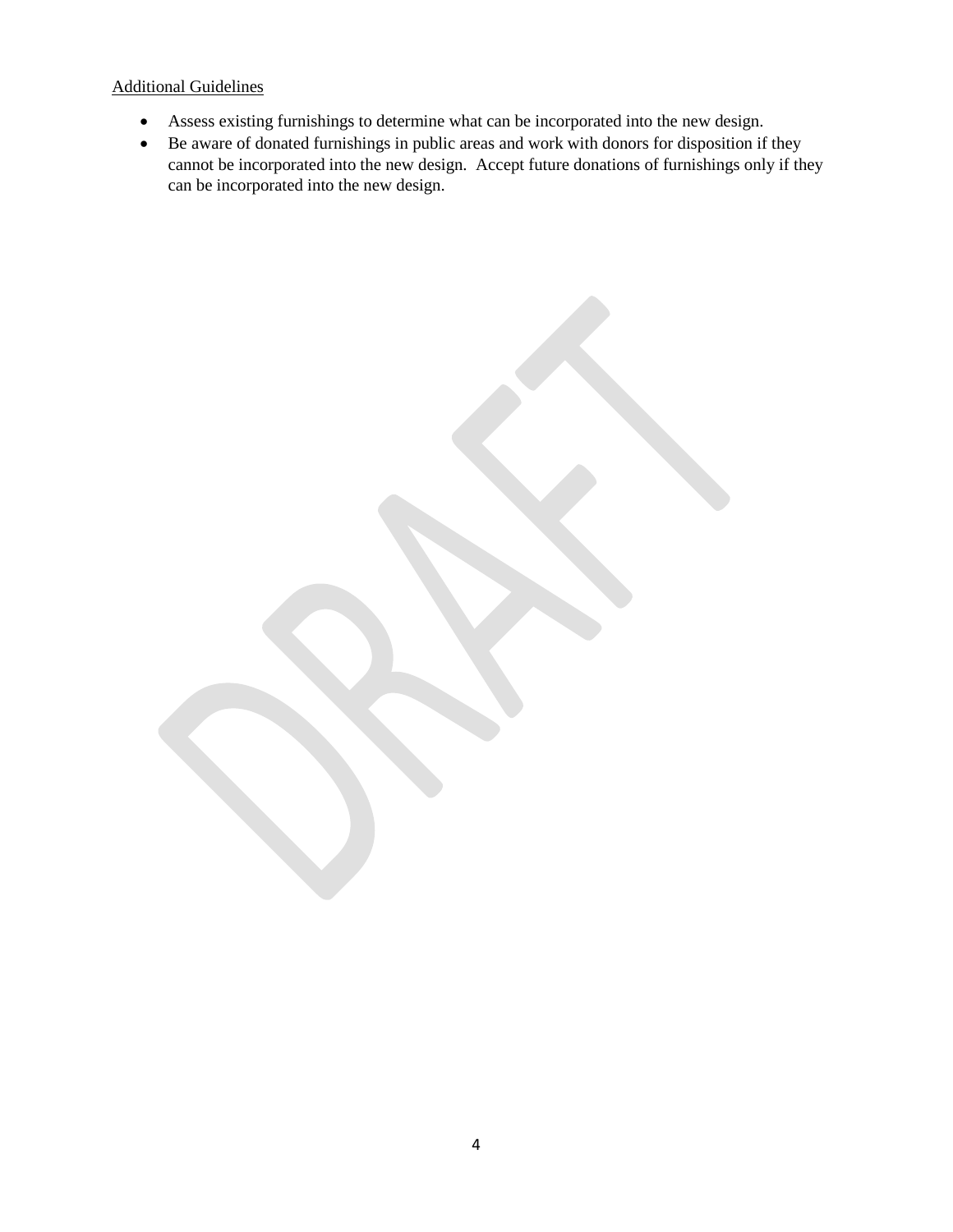Additional Guidelines

- Assess existing furnishings to determine what can be incorporated into the new design.
- Be aware of donated furnishings in public areas and work with donors for disposition if they cannot be incorporated into the new design. Accept future donations of furnishings only if they can be incorporated into the new design.